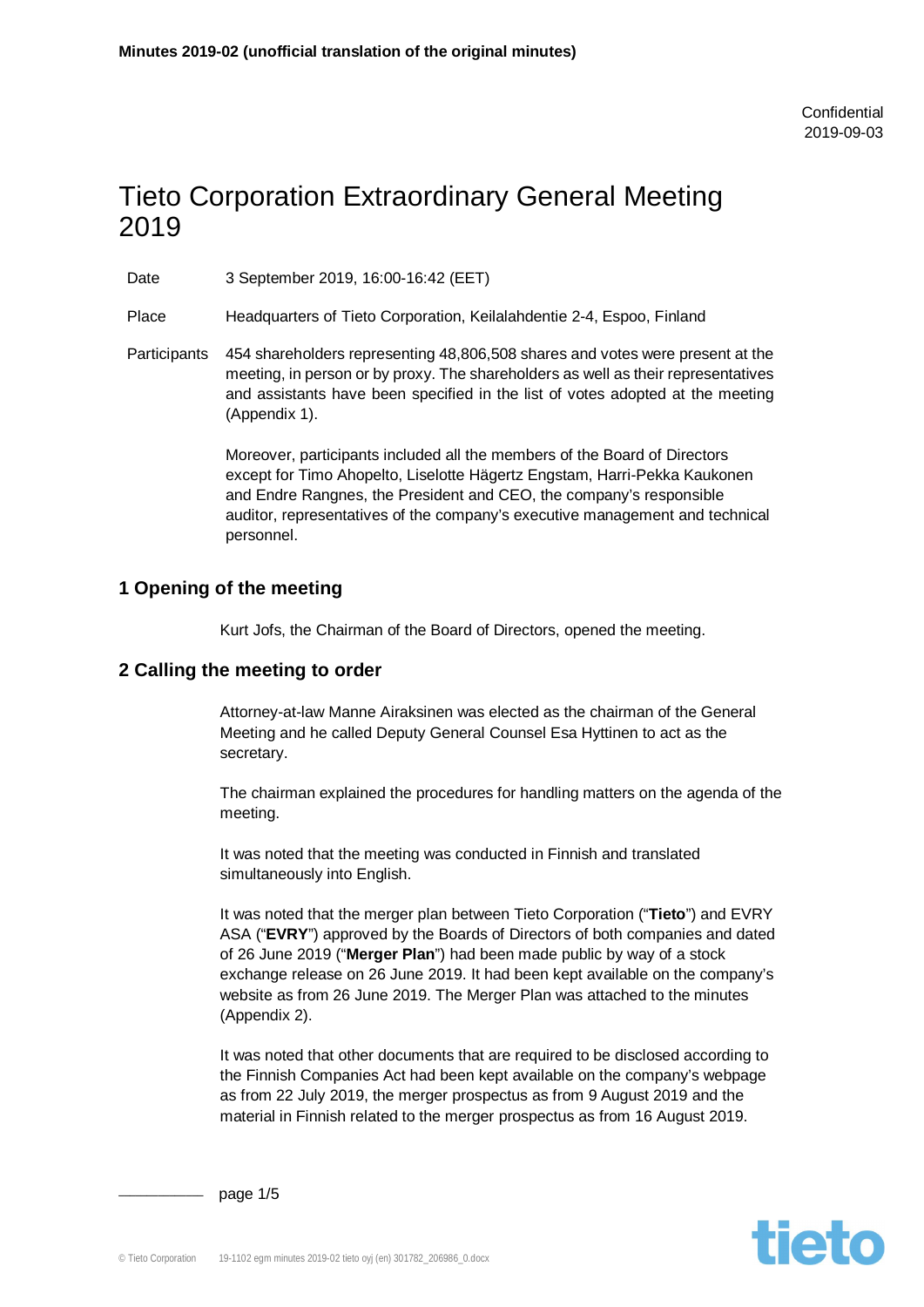Confidential
2019-09-03

# Tieto Corporation Extraordinary General Meeting 2019

| | |
|---|---|
| Date | 3 September 2019, 16:00-16:42 (EET) |
| Place | Headquarters of Tieto Corporation, Keilalahdentie 2-4, Espoo, Finland |
| Participants | 454 shareholders representing 48,806,508 shares and votes were present at the meeting, in person or by proxy. The shareholders as well as their representatives and assistants have been specified in the list of votes adopted at the meeting (Appendix 1). |

Moreover, participants included all the members of the Board of Directors except for Timo Ahopelto, Liselotte Hägertz Engstam, Harri-Pekka Kaukonen and Endre Rangnes, the President and CEO, the company's responsible auditor, representatives of the company's executive management and technical personnel.

## 1 Opening of the meeting

Kurt Jofs, the Chairman of the Board of Directors, opened the meeting.

## 2 Calling the meeting to order

Attorney-at-law Manne Airaksinen was elected as the chairman of the General Meeting and he called Deputy General Counsel Esa Hyttinen to act as the secretary.

The chairman explained the procedures for handling matters on the agenda of the meeting.

It was noted that the meeting was conducted in Finnish and translated simultaneously into English.

It was noted that the merger plan between Tieto Corporation ("**Tieto**") and EVRY ASA ("**EVRY**") approved by the Boards of Directors of both companies and dated of 26 June 2019 ("**Merger Plan**") had been made public by way of a stock exchange release on 26 June 2019. It had been kept available on the company's website as from 26 June 2019. The Merger Plan was attached to the minutes (Appendix 2).

It was noted that other documents that are required to be disclosed according to the Finnish Companies Act had been kept available on the company's webpage as from 22 July 2019, the merger prospectus as from 9 August 2019 and the material in Finnish related to the merger prospectus as from 16 August 2019.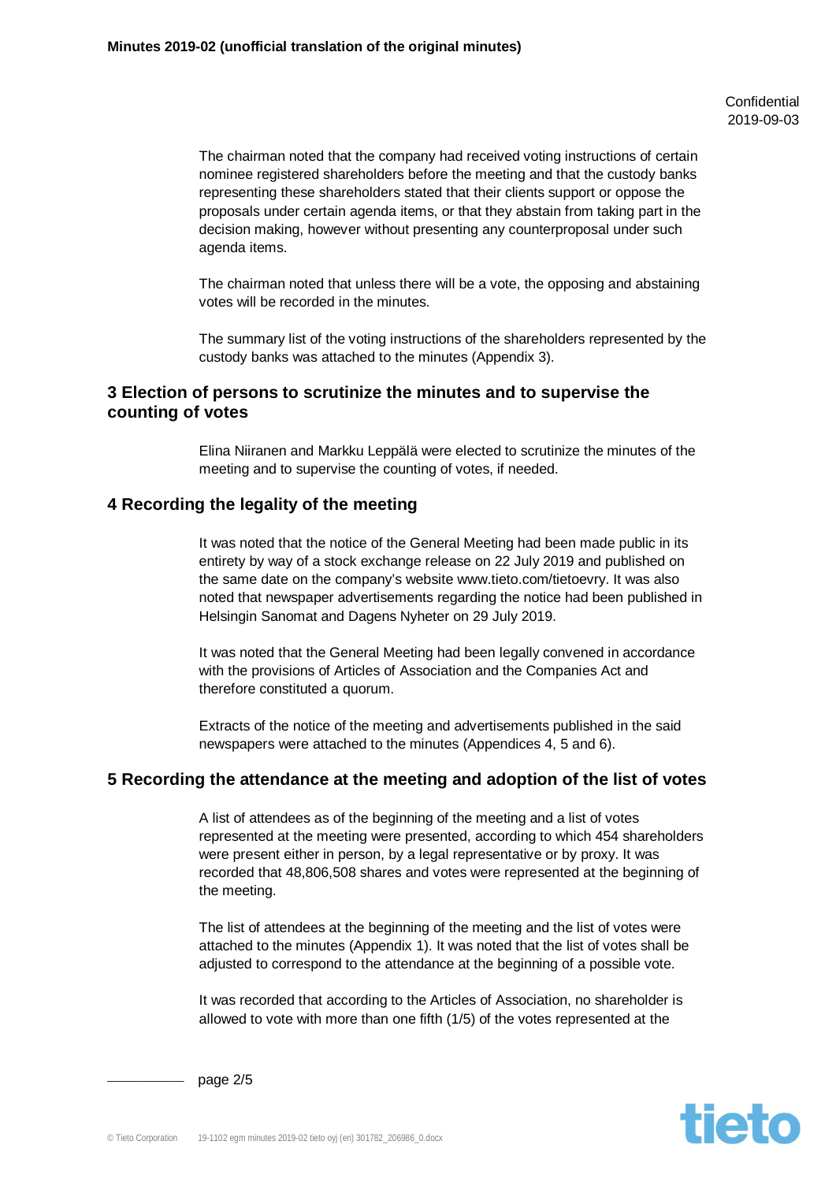The chairman noted that the company had received voting instructions of certain nominee registered shareholders before the meeting and that the custody banks representing these shareholders stated that their clients support or oppose the proposals under certain agenda items, or that they abstain from taking part in the decision making, however without presenting any counterproposal under such agenda items.

The chairman noted that unless there will be a vote, the opposing and abstaining votes will be recorded in the minutes.

The summary list of the voting instructions of the shareholders represented by the custody banks was attached to the minutes (Appendix 3).

## 3 Election of persons to scrutinize the minutes and to supervise the counting of votes

Elina Niiranen and Markku Leppälä were elected to scrutinize the minutes of the meeting and to supervise the counting of votes, if needed.

## 4 Recording the legality of the meeting

It was noted that the notice of the General Meeting had been made public in its entirety by way of a stock exchange release on 22 July 2019 and published on the same date on the company's website www.tieto.com/tietoevry. It was also noted that newspaper advertisements regarding the notice had been published in Helsingin Sanomat and Dagens Nyheter on 29 July 2019.

It was noted that the General Meeting had been legally convened in accordance with the provisions of Articles of Association and the Companies Act and therefore constituted a quorum.

Extracts of the notice of the meeting and advertisements published in the said newspapers were attached to the minutes (Appendices 4, 5 and 6).

## 5 Recording the attendance at the meeting and adoption of the list of votes

A list of attendees as of the beginning of the meeting and a list of votes represented at the meeting were presented, according to which 454 shareholders were present either in person, by a legal representative or by proxy. It was recorded that 48,806,508 shares and votes were represented at the beginning of the meeting.

The list of attendees at the beginning of the meeting and the list of votes were attached to the minutes (Appendix 1). It was noted that the list of votes shall be adjusted to correspond to the attendance at the beginning of a possible vote.

It was recorded that according to the Articles of Association, no shareholder is allowed to vote with more than one fifth (1/5) of the votes represented at the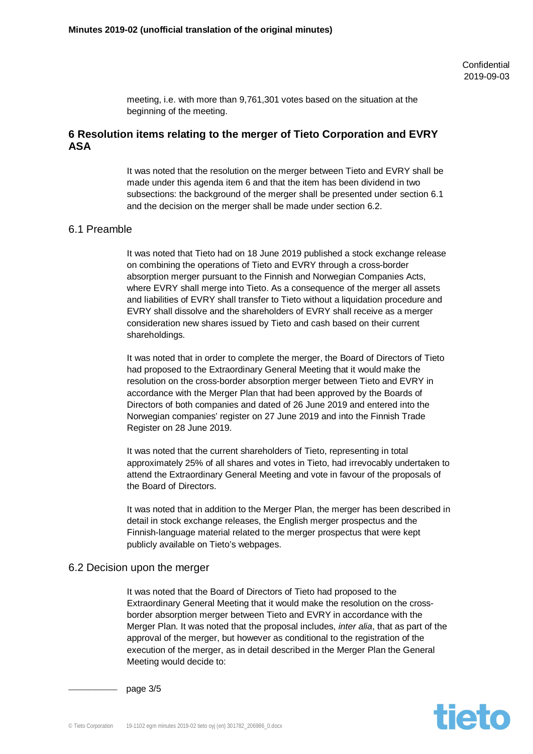meeting, i.e. with more than 9,761,301 votes based on the situation at the beginning of the meeting.

## 6 Resolution items relating to the merger of Tieto Corporation and EVRY ASA

It was noted that the resolution on the merger between Tieto and EVRY shall be made under this agenda item 6 and that the item has been dividend in two subsections: the background of the merger shall be presented under section 6.1 and the decision on the merger shall be made under section 6.2.

### 6.1 Preamble

It was noted that Tieto had on 18 June 2019 published a stock exchange release on combining the operations of Tieto and EVRY through a cross-border absorption merger pursuant to the Finnish and Norwegian Companies Acts, where EVRY shall merge into Tieto. As a consequence of the merger all assets and liabilities of EVRY shall transfer to Tieto without a liquidation procedure and EVRY shall dissolve and the shareholders of EVRY shall receive as a merger consideration new shares issued by Tieto and cash based on their current shareholdings.

It was noted that in order to complete the merger, the Board of Directors of Tieto had proposed to the Extraordinary General Meeting that it would make the resolution on the cross-border absorption merger between Tieto and EVRY in accordance with the Merger Plan that had been approved by the Boards of Directors of both companies and dated of 26 June 2019 and entered into the Norwegian companies' register on 27 June 2019 and into the Finnish Trade Register on 28 June 2019.

It was noted that the current shareholders of Tieto, representing in total approximately 25% of all shares and votes in Tieto, had irrevocably undertaken to attend the Extraordinary General Meeting and vote in favour of the proposals of the Board of Directors.

It was noted that in addition to the Merger Plan, the merger has been described in detail in stock exchange releases, the English merger prospectus and the Finnish-language material related to the merger prospectus that were kept publicly available on Tieto's webpages.

### 6.2 Decision upon the merger

It was noted that the Board of Directors of Tieto had proposed to the Extraordinary General Meeting that it would make the resolution on the cross-border absorption merger between Tieto and EVRY in accordance with the Merger Plan. It was noted that the proposal includes, *inter alia*, that as part of the approval of the merger, but however as conditional to the registration of the execution of the merger, as in detail described in the Merger Plan the General Meeting would decide to: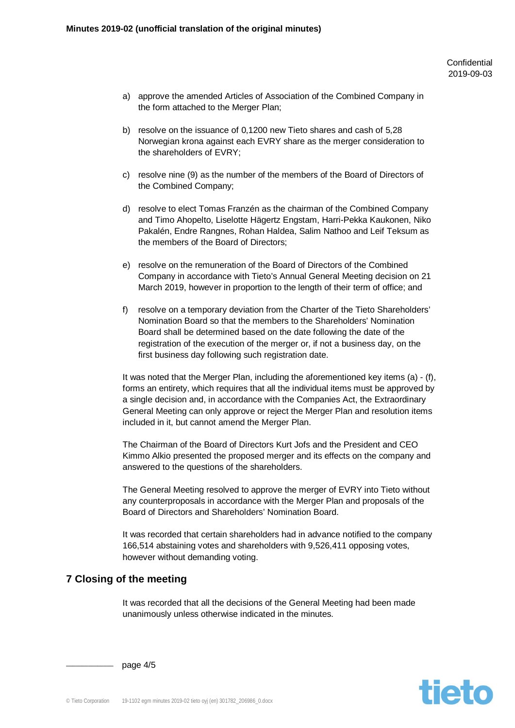a) approve the amended Articles of Association of the Combined Company in the form attached to the Merger Plan;

b) resolve on the issuance of 0,1200 new Tieto shares and cash of 5,28 Norwegian krona against each EVRY share as the merger consideration to the shareholders of EVRY;

c) resolve nine (9) as the number of the members of the Board of Directors of the Combined Company;

d) resolve to elect Tomas Franzén as the chairman of the Combined Company and Timo Ahopelto, Liselotte Hägertz Engstam, Harri-Pekka Kaukonen, Niko Pakalén, Endre Rangnes, Rohan Haldea, Salim Nathoo and Leif Teksum as the members of the Board of Directors;

e) resolve on the remuneration of the Board of Directors of the Combined Company in accordance with Tieto's Annual General Meeting decision on 21 March 2019, however in proportion to the length of their term of office; and

f) resolve on a temporary deviation from the Charter of the Tieto Shareholders' Nomination Board so that the members to the Shareholders' Nomination Board shall be determined based on the date following the date of the registration of the execution of the merger or, if not a business day, on the first business day following such registration date.

It was noted that the Merger Plan, including the aforementioned key items (a) - (f), forms an entirety, which requires that all the individual items must be approved by a single decision and, in accordance with the Companies Act, the Extraordinary General Meeting can only approve or reject the Merger Plan and resolution items included in it, but cannot amend the Merger Plan.

The Chairman of the Board of Directors Kurt Jofs and the President and CEO Kimmo Alkio presented the proposed merger and its effects on the company and answered to the questions of the shareholders.

The General Meeting resolved to approve the merger of EVRY into Tieto without any counterproposals in accordance with the Merger Plan and proposals of the Board of Directors and Shareholders' Nomination Board.

It was recorded that certain shareholders had in advance notified to the company 166,514 abstaining votes and shareholders with 9,526,411 opposing votes, however without demanding voting.

## 7 Closing of the meeting

It was recorded that all the decisions of the General Meeting had been made unanimously unless otherwise indicated in the minutes.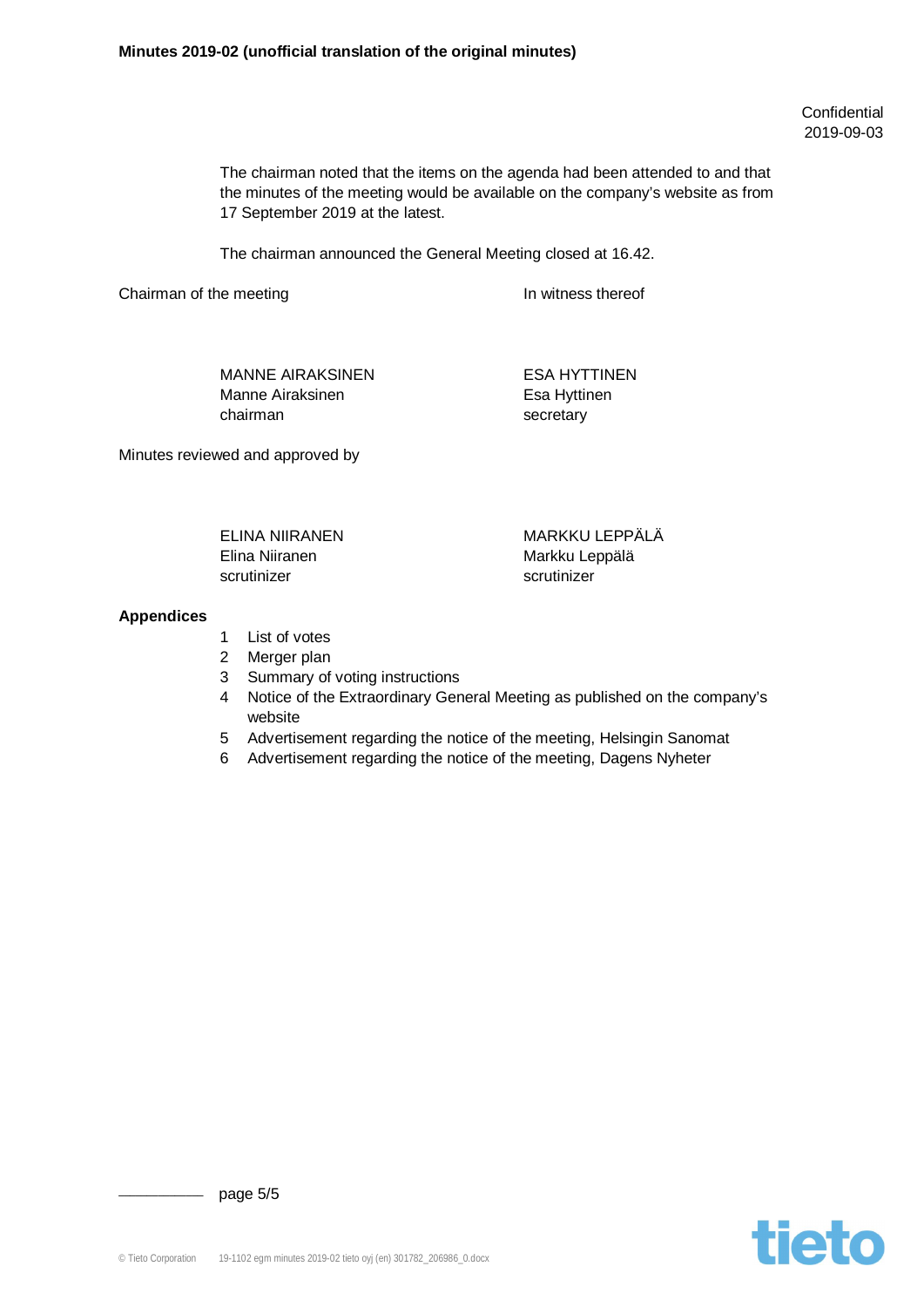Confidential
2019-09-03

The chairman noted that the items on the agenda had been attended to and that the minutes of the meeting would be available on the company's website as from 17 September 2019 at the latest.

The chairman announced the General Meeting closed at 16.42.

Chairman of the meeting

MANNE AIRAKSINEN
Manne Airaksinen
chairman

In witness thereof

ESA HYTTINEN
Esa Hyttinen
secretary

Minutes reviewed and approved by

ELINA NIIRANEN
Elina Niiranen
scrutinizer

MARKKU LEPPÄLÄ
Markku Leppälä
scrutinizer

**Appendices**

1. List of votes
2. Merger plan
3. Summary of voting instructions
4. Notice of the Extraordinary General Meeting as published on the company's website
5. Advertisement regarding the notice of the meeting, Helsingin Sanomat
6. Advertisement regarding the notice of the meeting, Dagens Nyheter